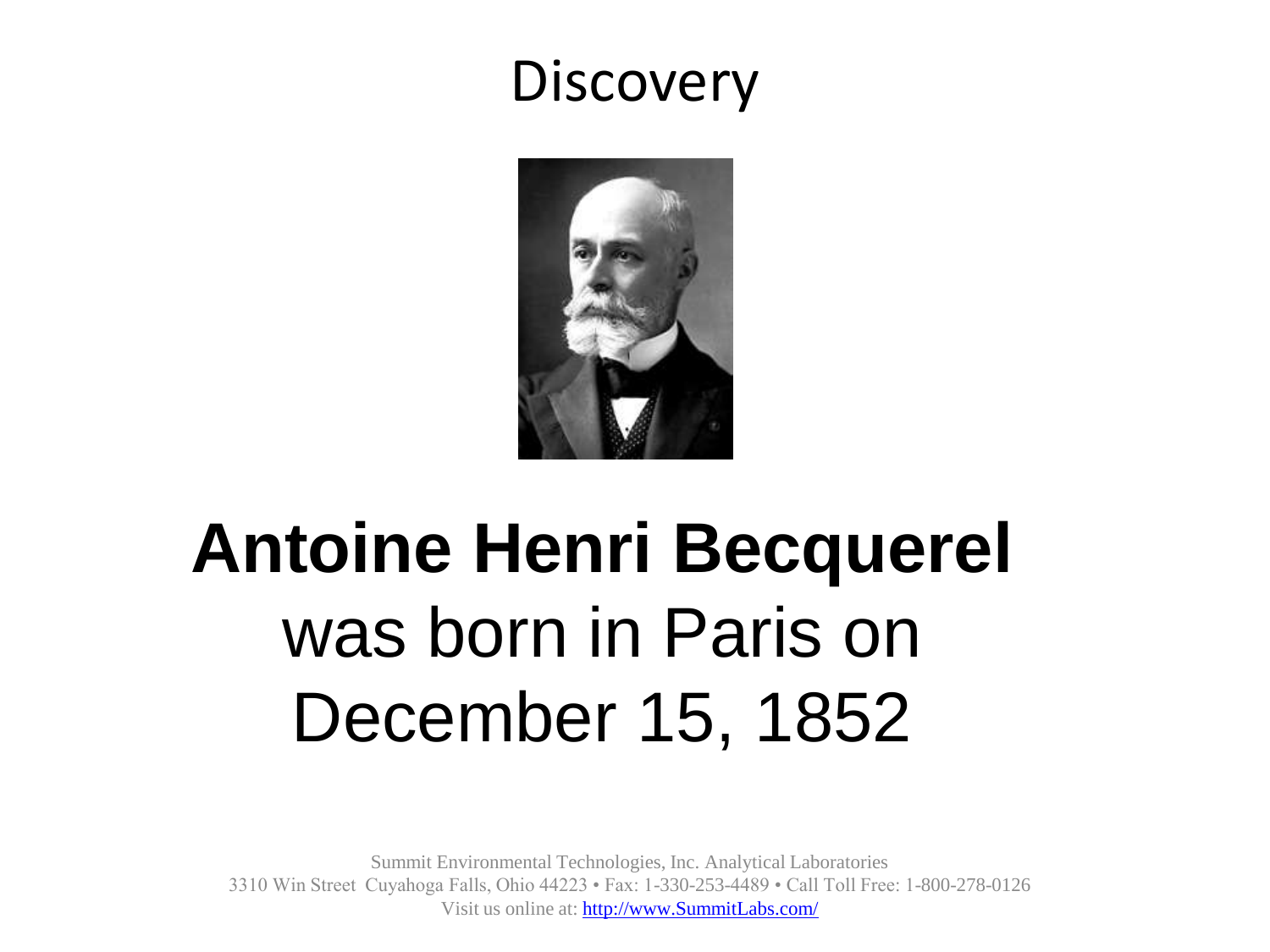# Discovery

**Antoine Henri Becquerel** was born in Paris on December 15, 1852

Summit Environmental Technologies, Inc. Analytical Laboratories
3310 Win Street Cuyahoga Falls, Ohio 44223 • Fax: 1-330-253-4489 • Call Toll Free: 1-800-278-0126
Visit us online at: http://www.SummitLabs.com/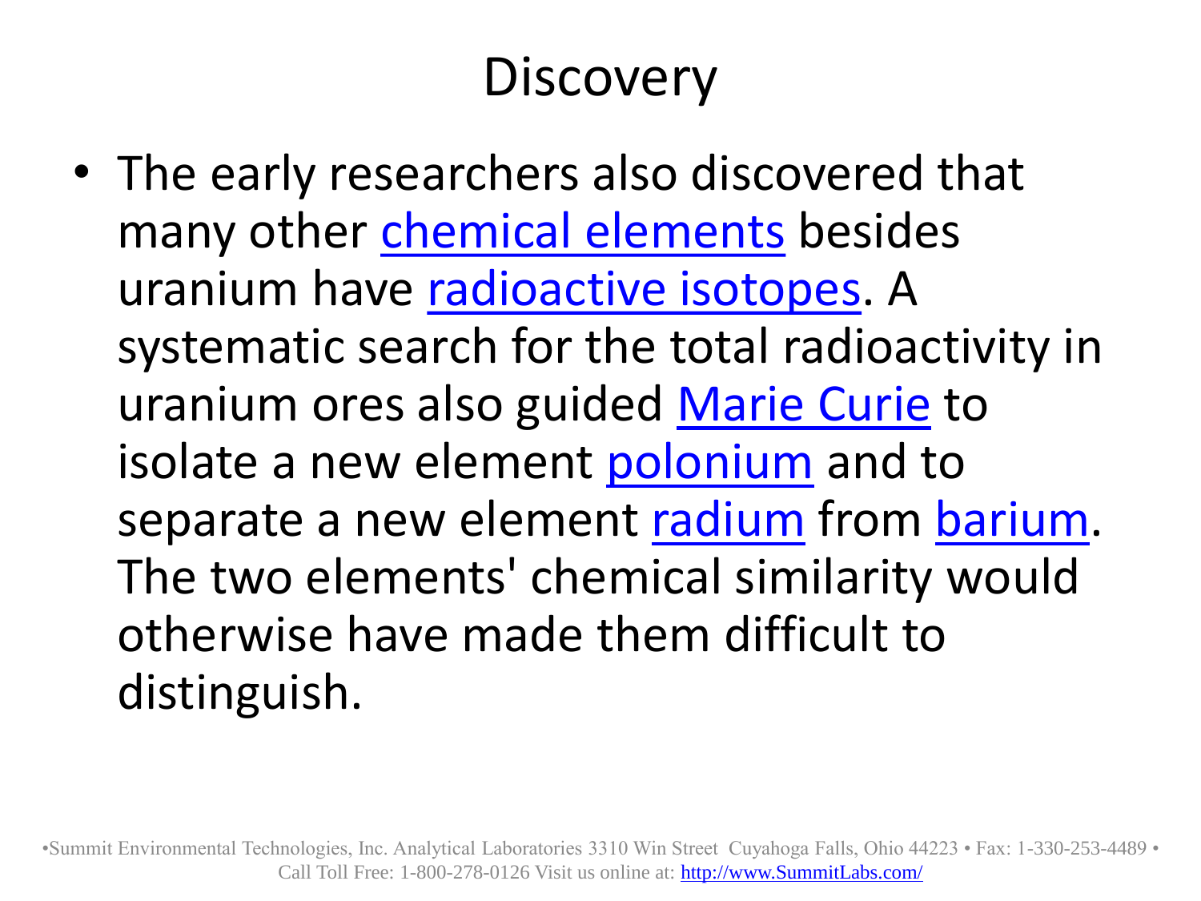# Discovery

- The early researchers also discovered that many other chemical elements besides uranium have radioactive isotopes. A systematic search for the total radioactivity in uranium ores also guided Marie Curie to isolate a new element polonium and to separate a new element radium from barium. The two elements' chemical similarity would otherwise have made them difficult to distinguish.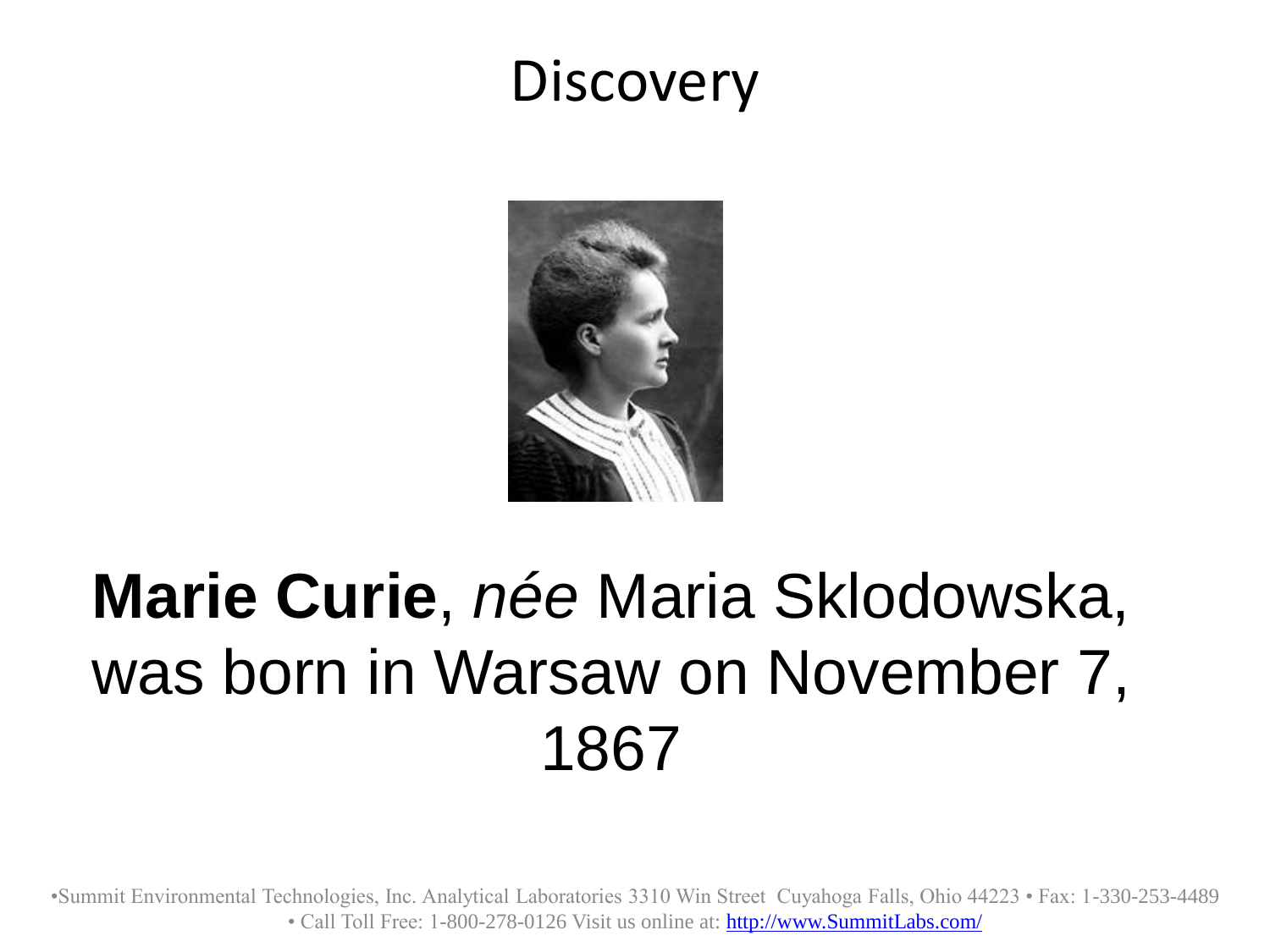# Discovery

**Marie Curie**, *née* Maria Sklodowska, was born in Warsaw on November 7, 1867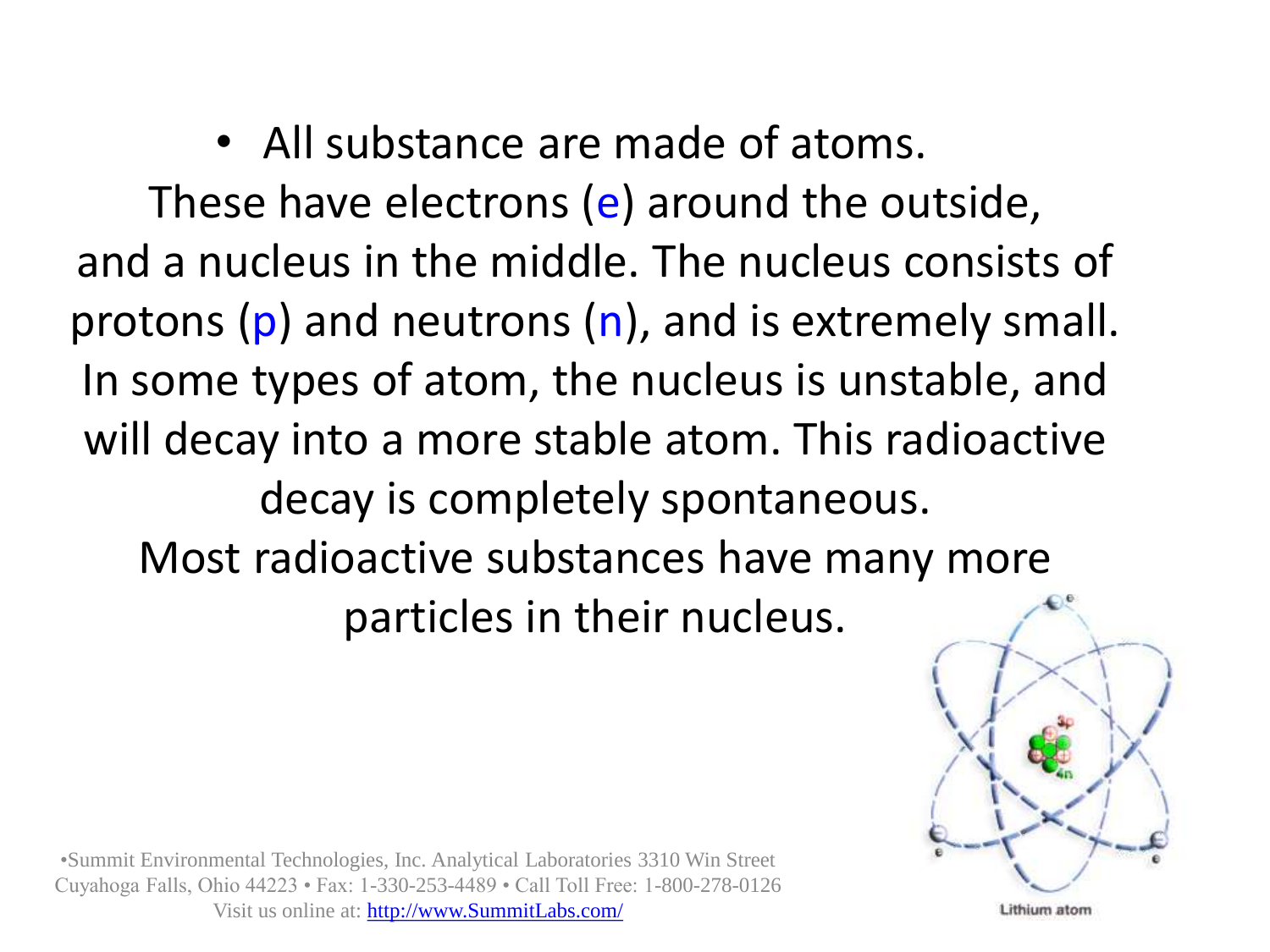- All substance are made of atoms.

These have electrons (e) around the outside, and a nucleus in the middle. The nucleus consists of protons (p) and neutrons (n), and is extremely small. In some types of atom, the nucleus is unstable, and will decay into a more stable atom. This radioactive decay is completely spontaneous.

Most radioactive substances have many more particles in their nucleus.

Lithium atom

•Summit Environmental Technologies, Inc. Analytical Laboratories 3310 Win Street Cuyahoga Falls, Ohio 44223 • Fax: 1-330-253-4489 • Call Toll Free: 1-800-278-0126
Visit us online at: http://www.SummitLabs.com/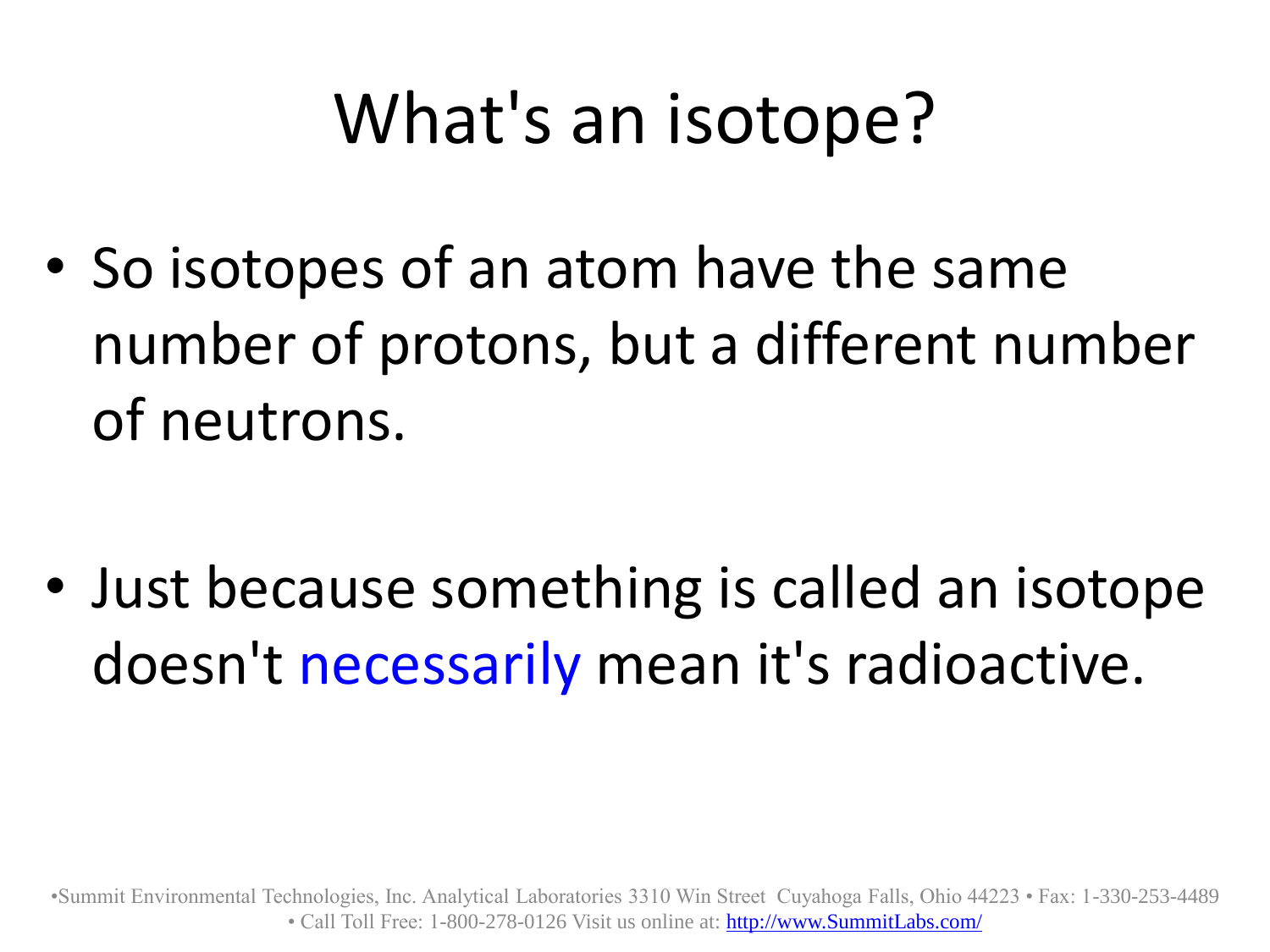# What's an isotope?

- So isotopes of an atom have the same number of protons, but a different number of neutrons.

- Just because something is called an isotope doesn't necessarily mean it's radioactive.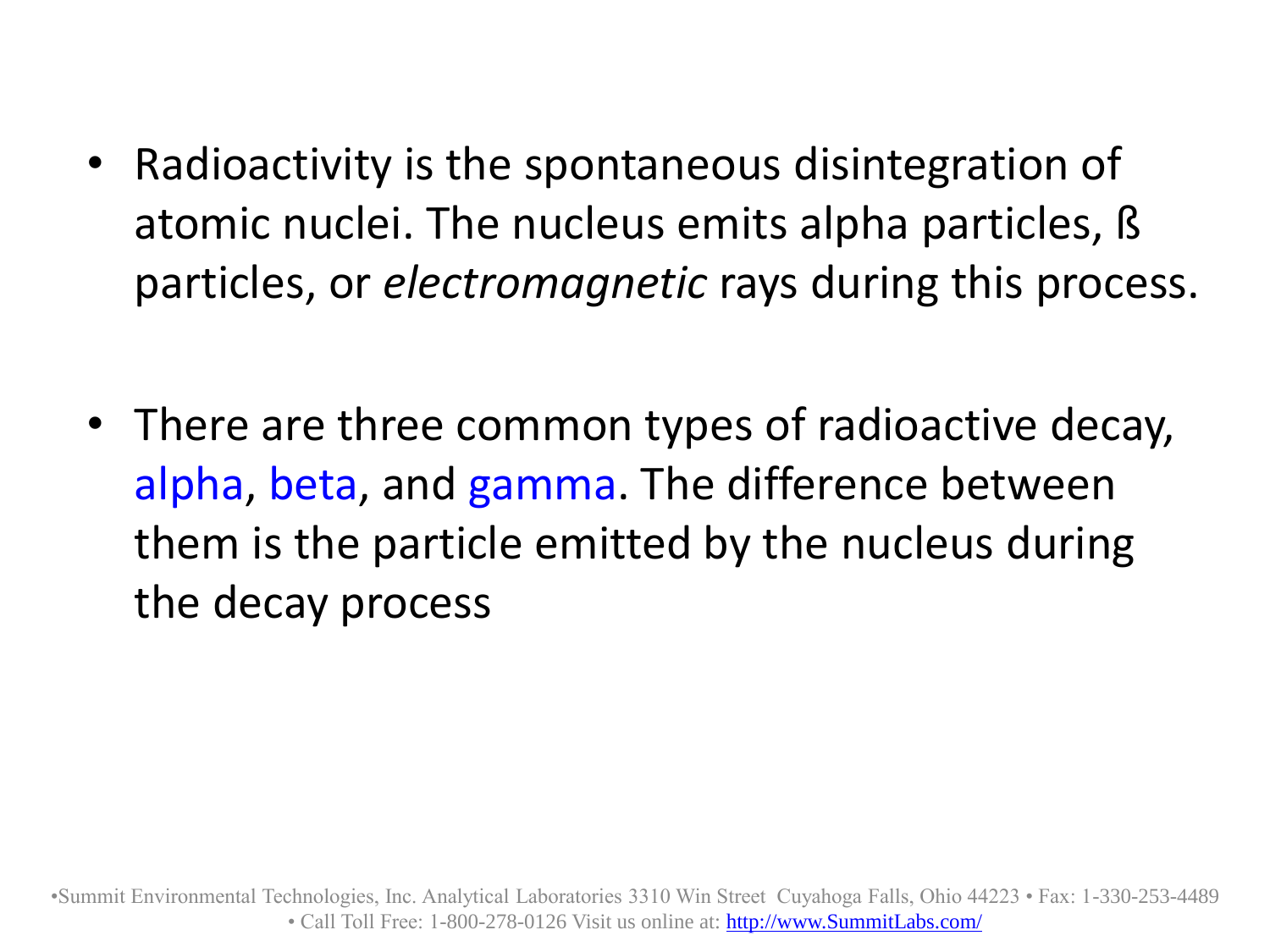- Radioactivity is the spontaneous disintegration of atomic nuclei. The nucleus emits alpha particles, ß particles, or *electromagnetic* rays during this process.

- There are three common types of radioactive decay, alpha, beta, and gamma. The difference between them is the particle emitted by the nucleus during the decay process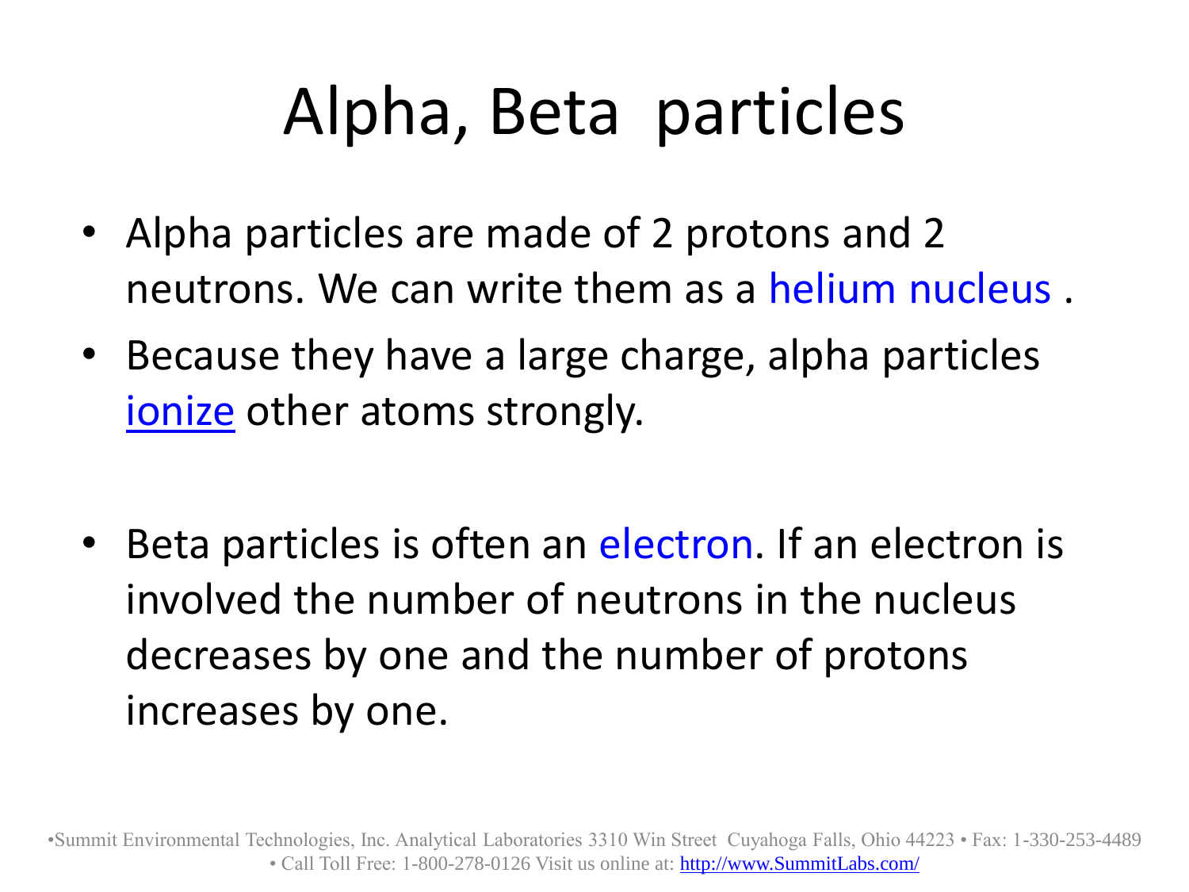# Alpha, Beta particles

- Alpha particles are made of 2 protons and 2 neutrons. We can write them as a helium nucleus .
- Because they have a large charge, alpha particles ionize other atoms strongly.

- Beta particles is often an electron. If an electron is involved the number of neutrons in the nucleus decreases by one and the number of protons increases by one.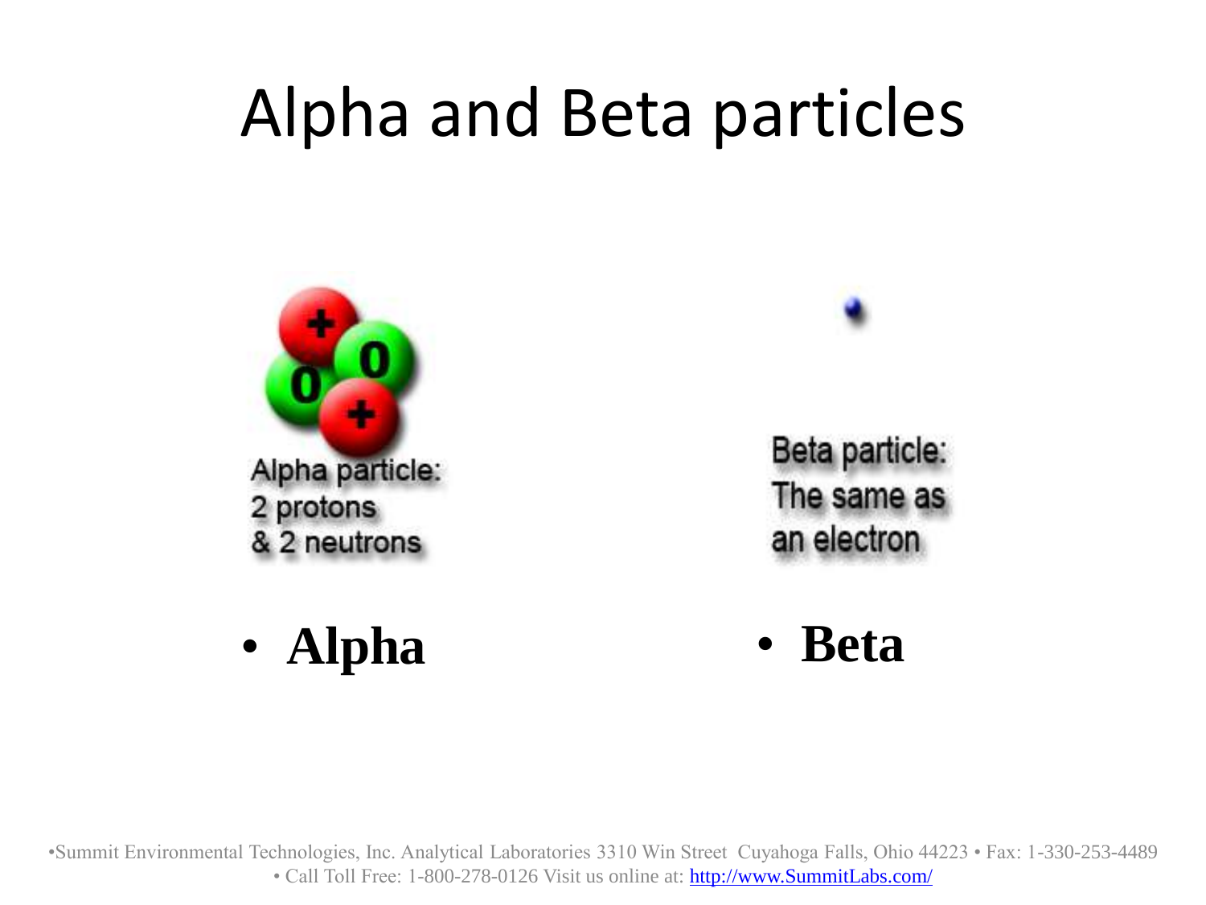# Alpha and Beta particles

Alpha particle:
2 protons
& 2 neutrons

Beta particle:
The same as
an electron

- **Alpha**
- **Beta**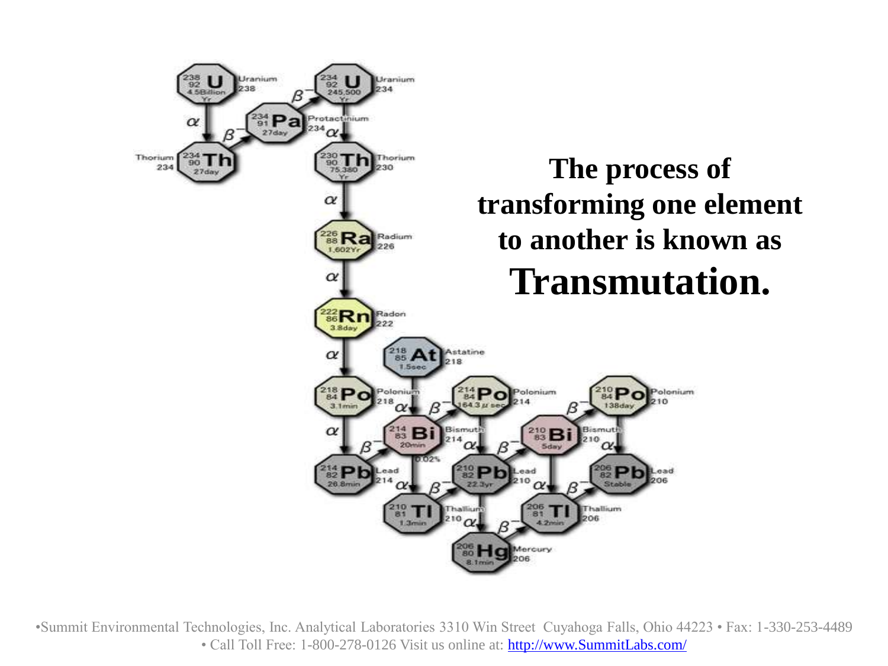**The process of transforming one element to another is known as Transmutation.**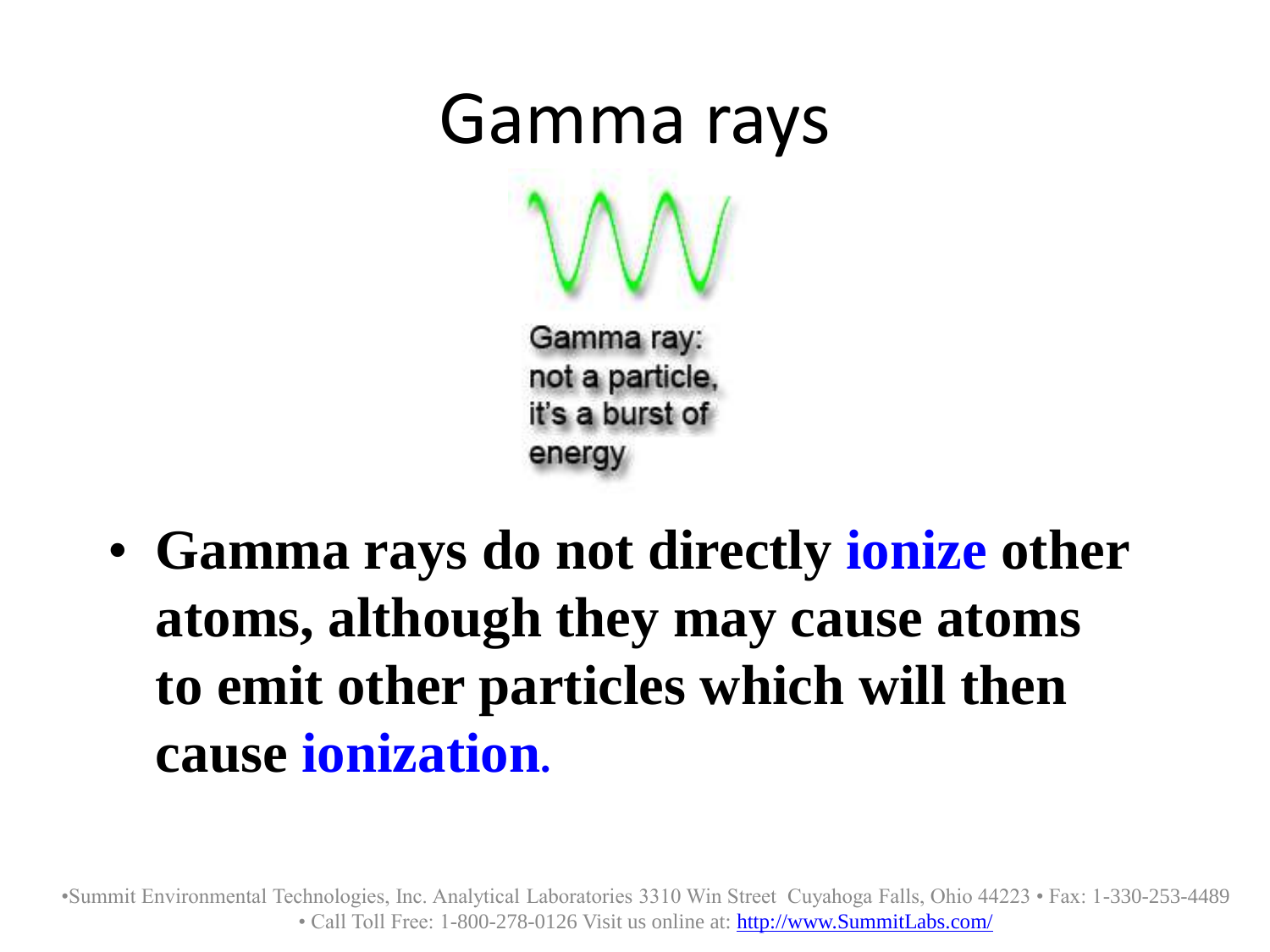# Gamma rays

Gamma ray:
not a particle,
it's a burst of
energy

- **Gamma rays do not directly ionize other atoms, although they may cause atoms to emit other particles which will then cause ionization.**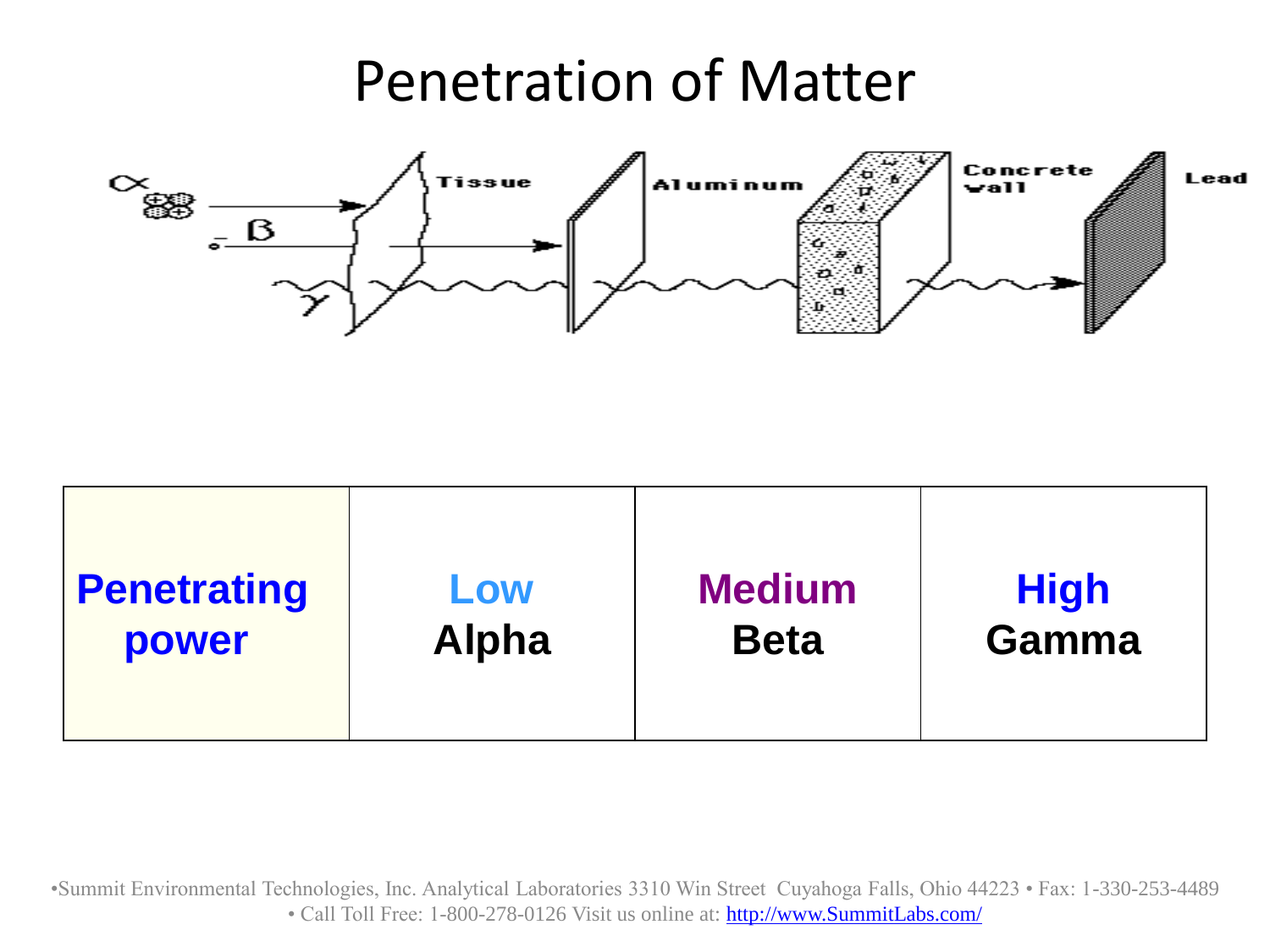# Penetration of Matter

| Penetrating power | Low Alpha | Medium Beta | High Gamma |
| --- | --- | --- | --- |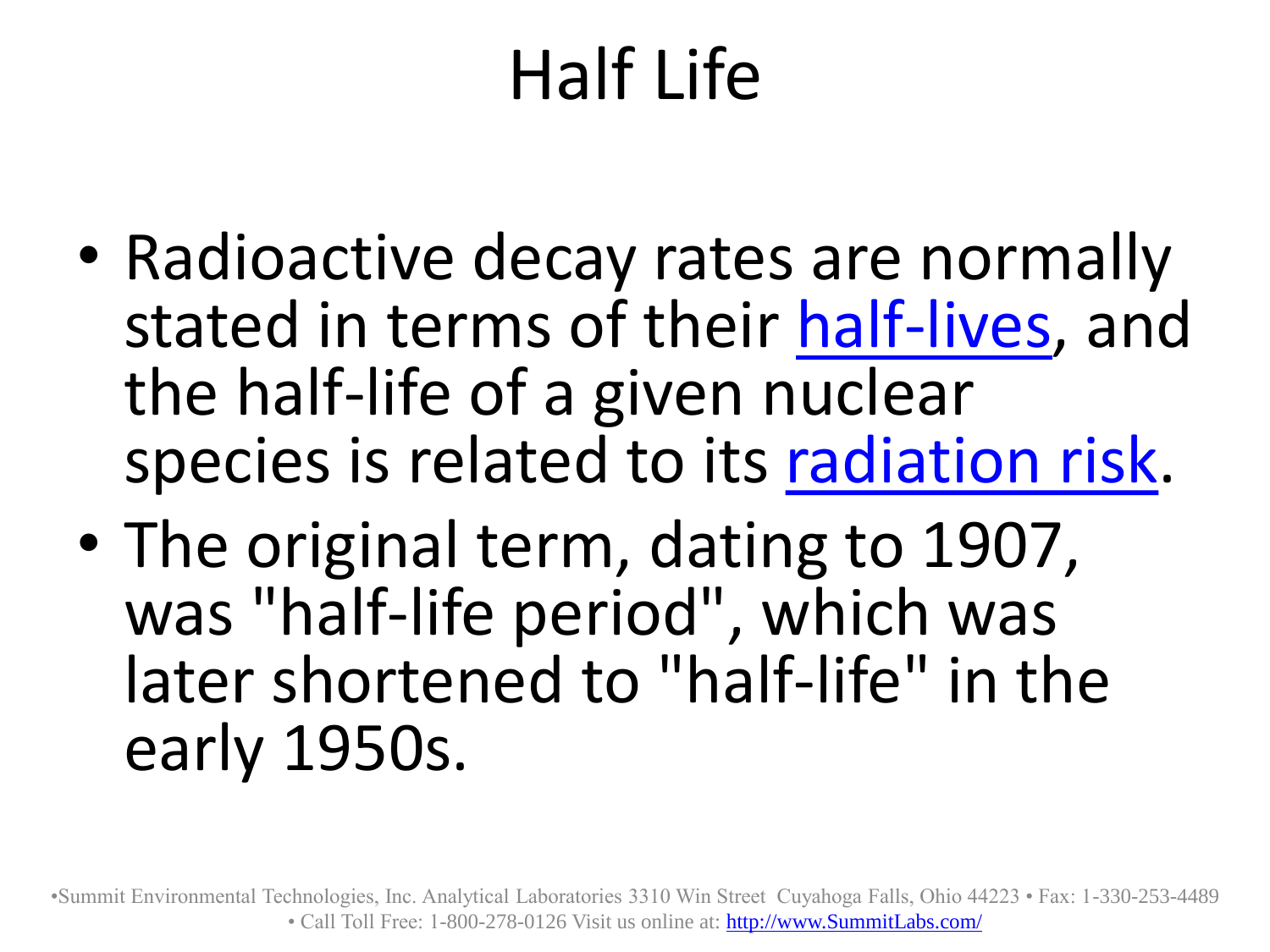# Half Life

- Radioactive decay rates are normally stated in terms of their half-lives, and the half-life of a given nuclear species is related to its radiation risk.
- The original term, dating to 1907, was "half-life period", which was later shortened to "half-life" in the early 1950s.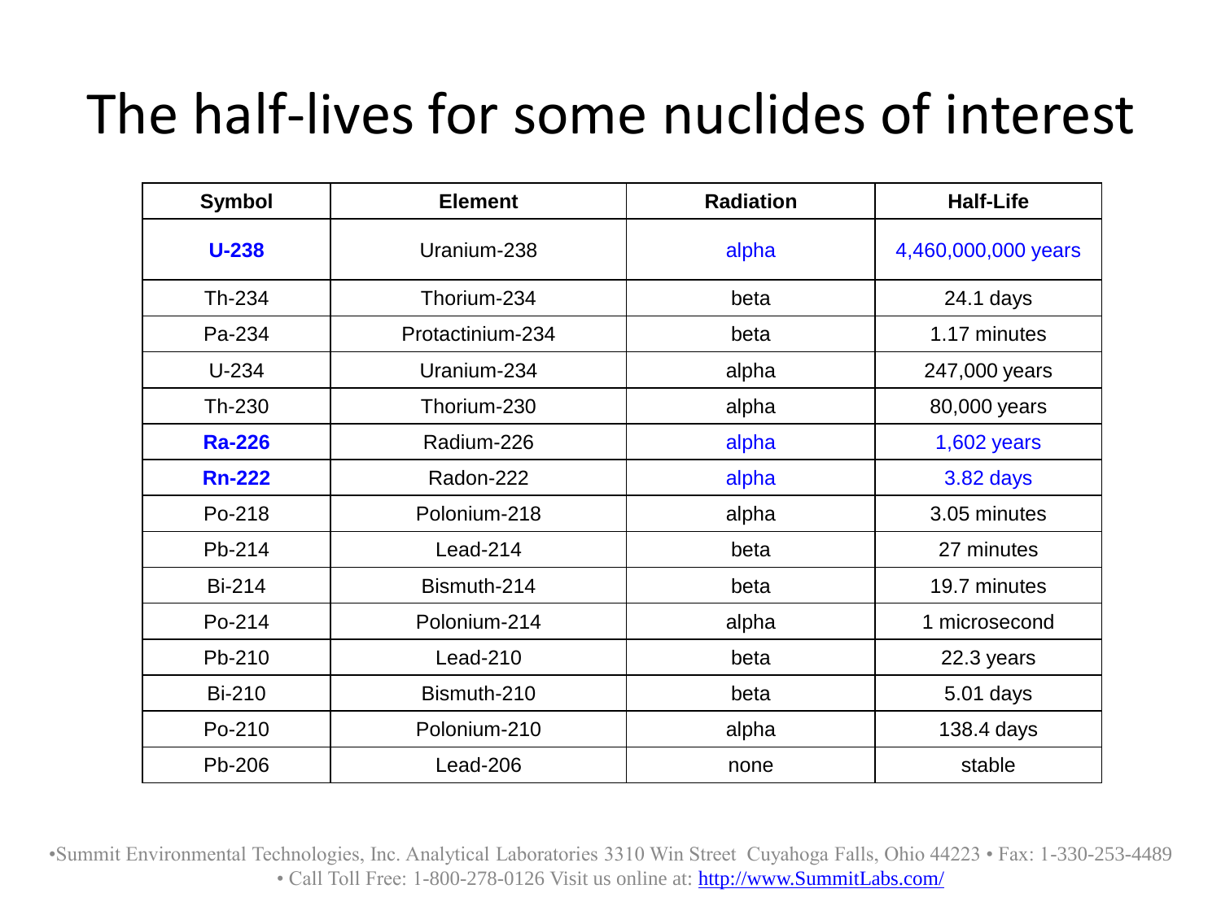# The half-lives for some nuclides of interest

| Symbol | Element | Radiation | Half-Life |
|---|---|---|---|
| **U-238** | Uranium-238 | alpha | 4,460,000,000 years |
| Th-234 | Thorium-234 | beta | 24.1 days |
| Pa-234 | Protactinium-234 | beta | 1.17 minutes |
| U-234 | Uranium-234 | alpha | 247,000 years |
| Th-230 | Thorium-230 | alpha | 80,000 years |
| **Ra-226** | Radium-226 | alpha | 1,602 years |
| **Rn-222** | Radon-222 | alpha | 3.82 days |
| Po-218 | Polonium-218 | alpha | 3.05 minutes |
| Pb-214 | Lead-214 | beta | 27 minutes |
| Bi-214 | Bismuth-214 | beta | 19.7 minutes |
| Po-214 | Polonium-214 | alpha | 1 microsecond |
| Pb-210 | Lead-210 | beta | 22.3 years |
| Bi-210 | Bismuth-210 | beta | 5.01 days |
| Po-210 | Polonium-210 | alpha | 138.4 days |
| Pb-206 | Lead-206 | none | stable |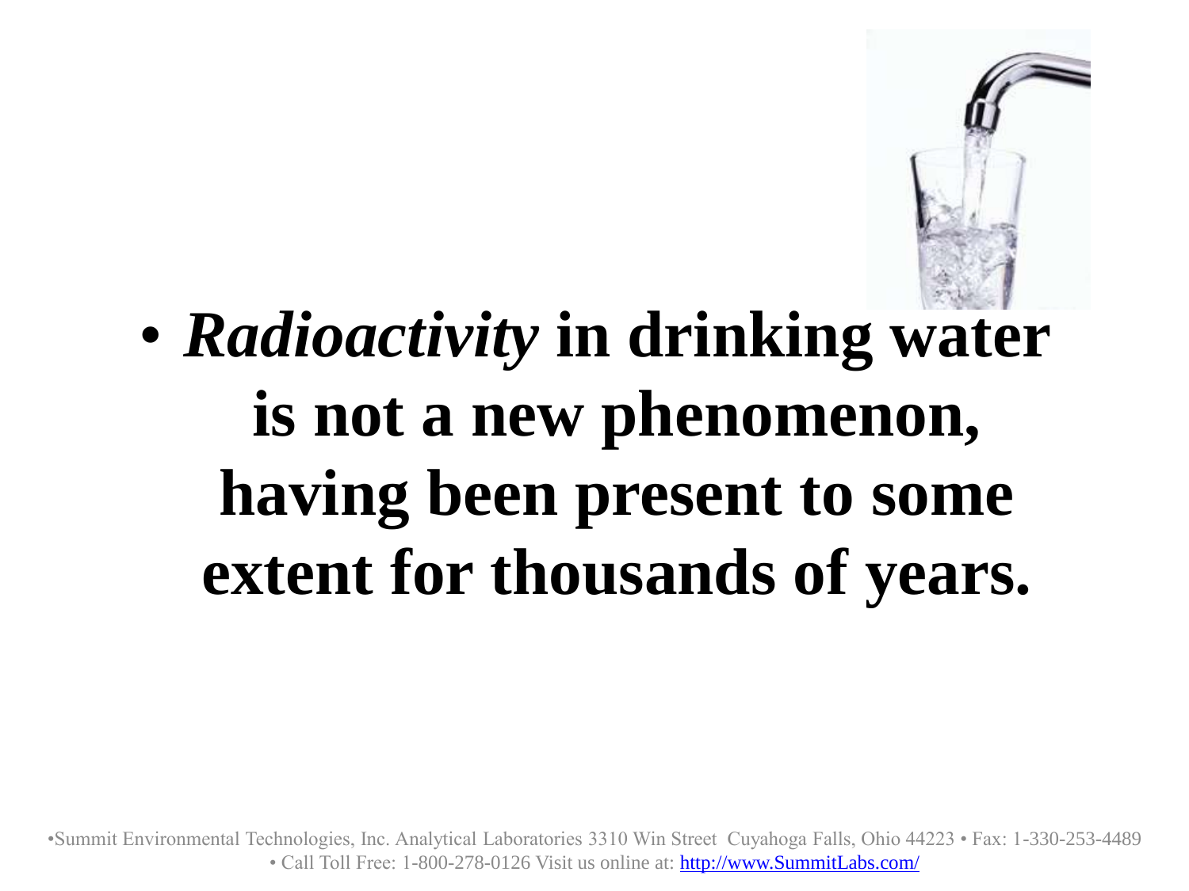- ***Radioactivity* in drinking water is not a new phenomenon, having been present to some extent for thousands of years.**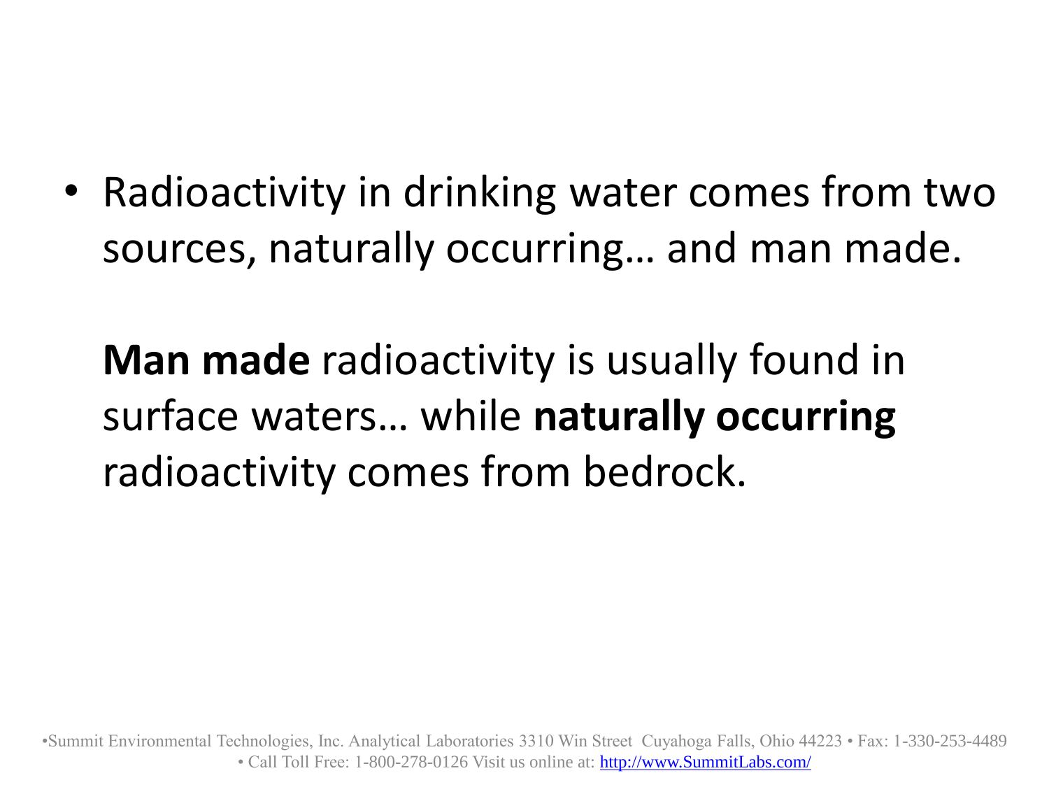- Radioactivity in drinking water comes from two sources, naturally occurring… and man made.

  **Man made** radioactivity is usually found in surface waters… while **naturally occurring** radioactivity comes from bedrock.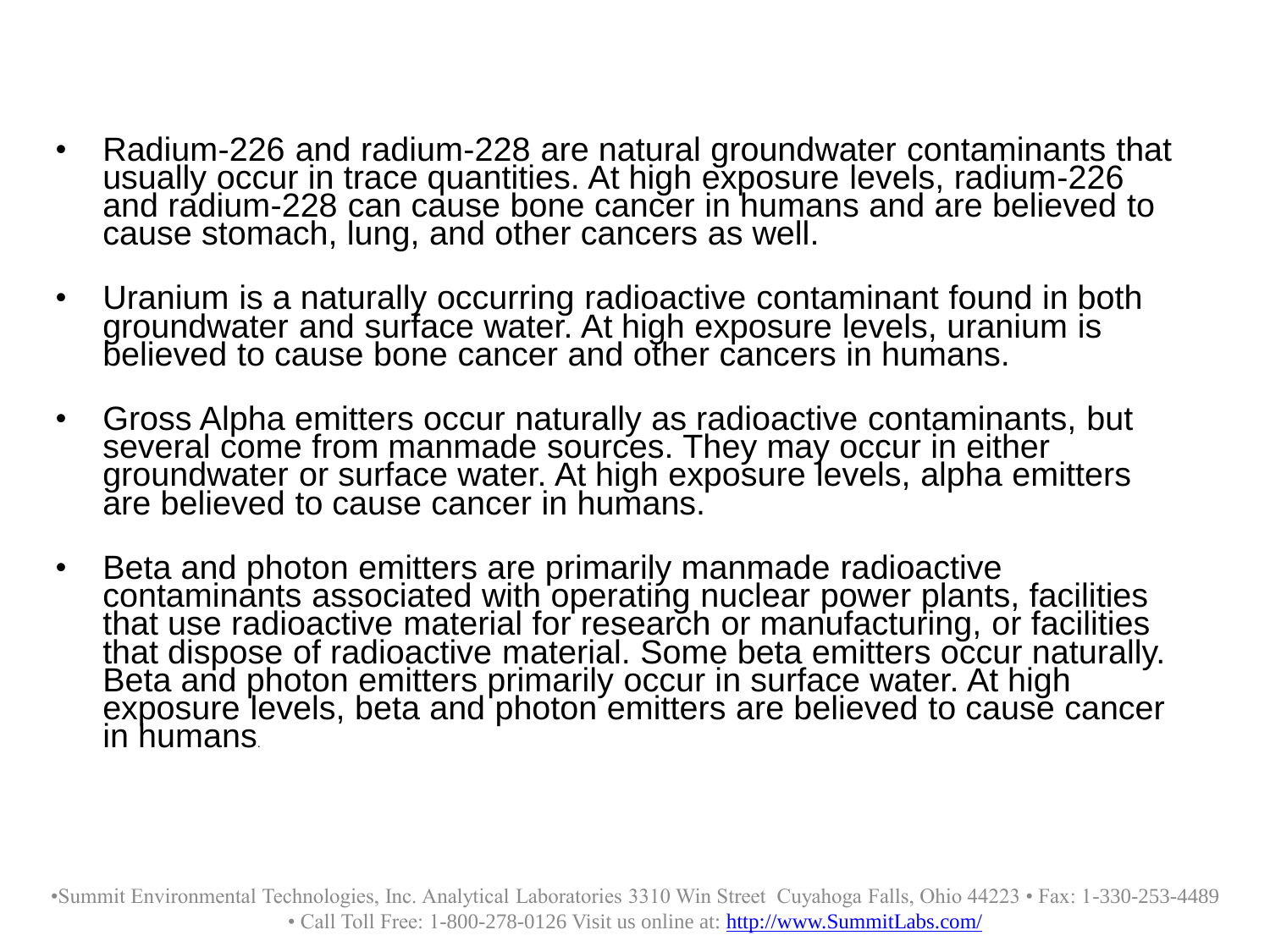- Radium-226 and radium-228 are natural groundwater contaminants that usually occur in trace quantities. At high exposure levels, radium-226 and radium-228 can cause bone cancer in humans and are believed to cause stomach, lung, and other cancers as well.

- Uranium is a naturally occurring radioactive contaminant found in both groundwater and surface water. At high exposure levels, uranium is believed to cause bone cancer and other cancers in humans.

- Gross Alpha emitters occur naturally as radioactive contaminants, but several come from manmade sources. They may occur in either groundwater or surface water. At high exposure levels, alpha emitters are believed to cause cancer in humans.

- Beta and photon emitters are primarily manmade radioactive contaminants associated with operating nuclear power plants, facilities that use radioactive material for research or manufacturing, or facilities that dispose of radioactive material. Some beta emitters occur naturally. Beta and photon emitters primarily occur in surface water. At high exposure levels, beta and photon emitters are believed to cause cancer in humans.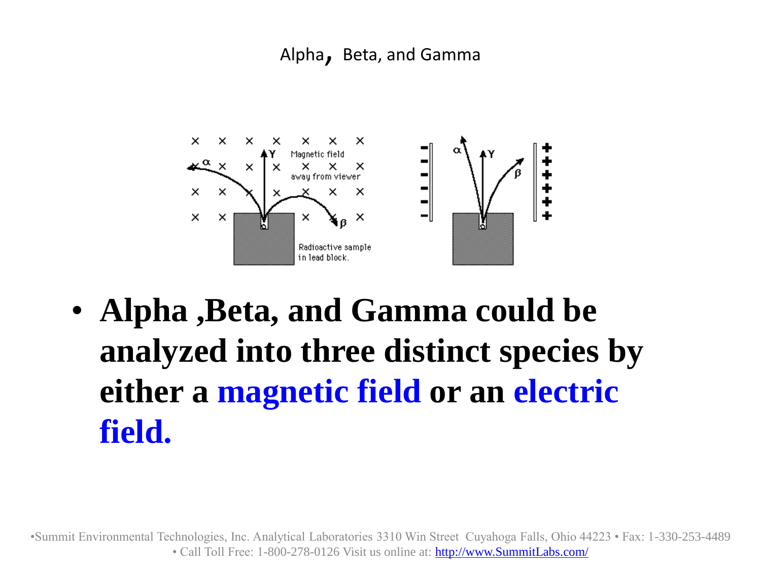# Alpha, Beta, and Gamma

- **Alpha ,Beta, and Gamma could be analyzed into three distinct species by either a magnetic field or an electric field.**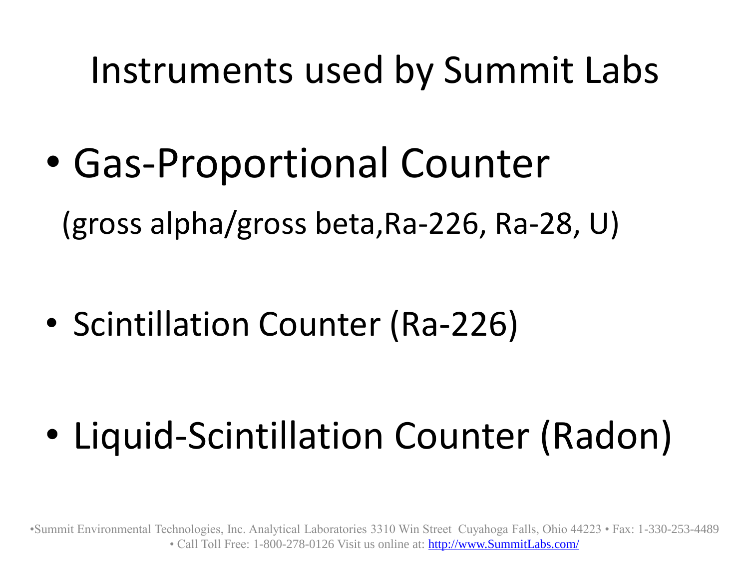# Instruments used by Summit Labs

- Gas-Proportional Counter

  (gross alpha/gross beta,Ra-226, Ra-28, U)

- Scintillation Counter (Ra-226)

- Liquid-Scintillation Counter (Radon)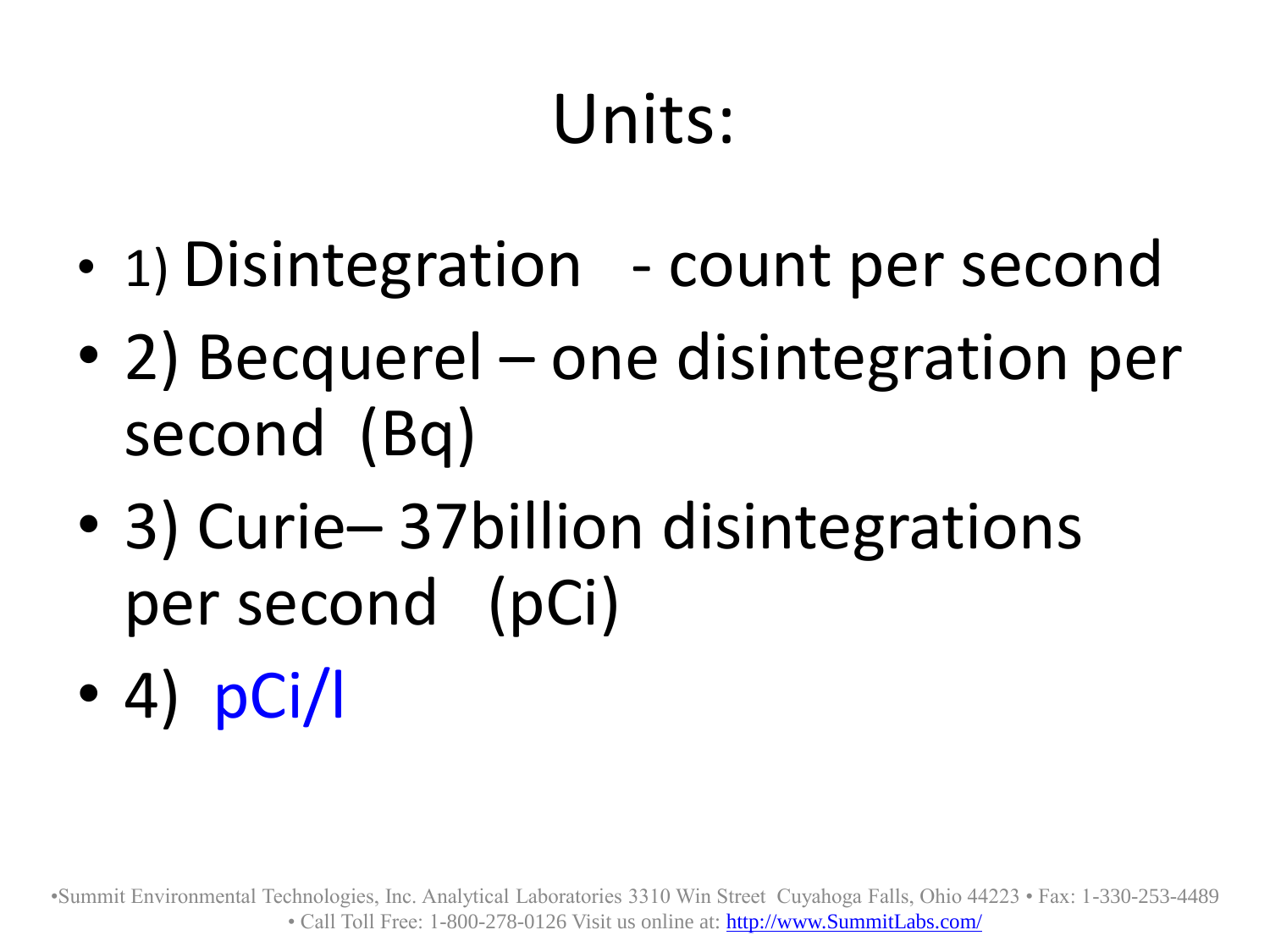# Units:

- 1) Disintegration - count per second
- 2) Becquerel – one disintegration per second (Bq)
- 3) Curie– 37billion disintegrations per second (pCi)
- 4) pCi/l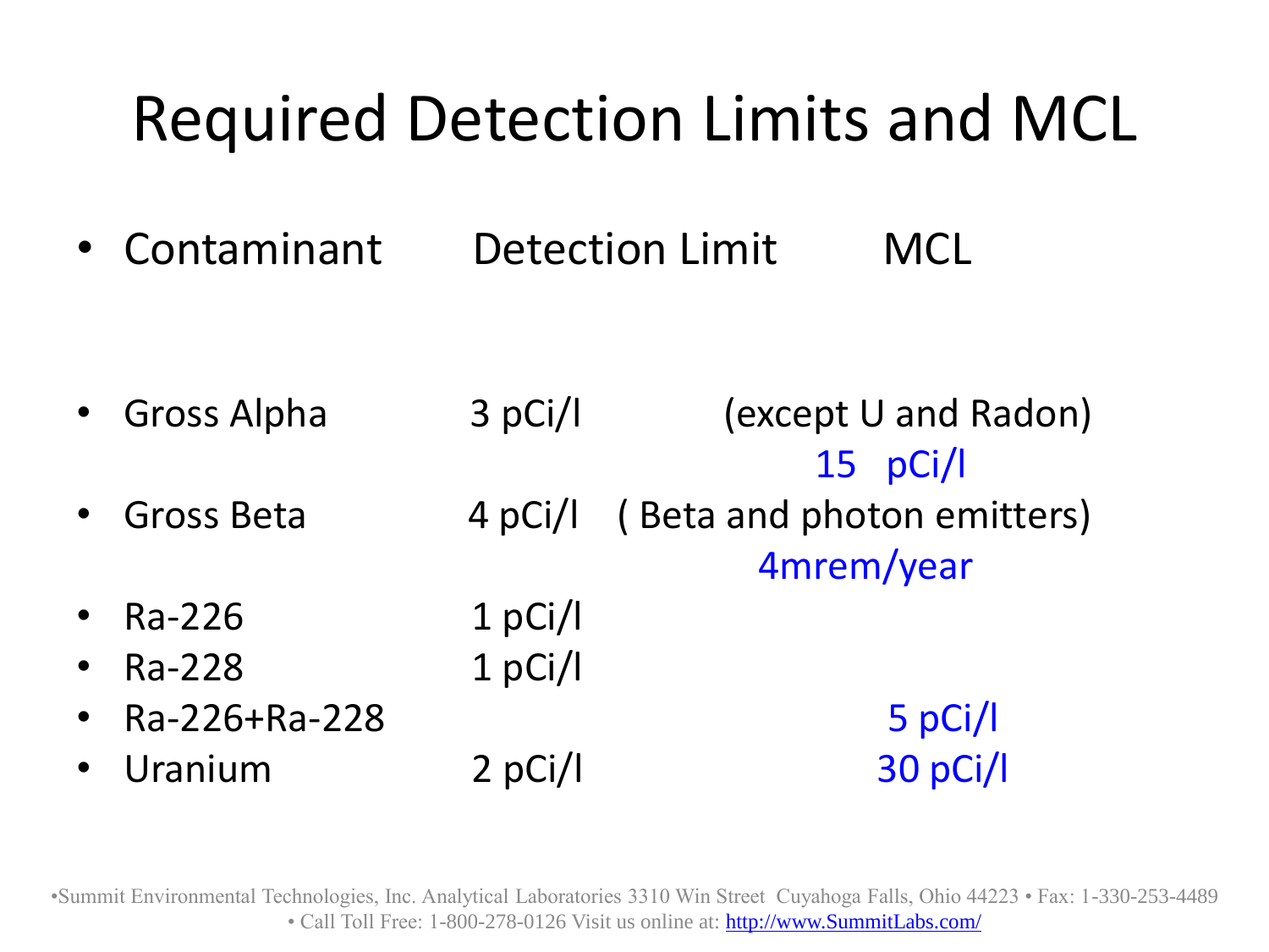# Required Detection Limits and MCL

| Contaminant | Detection Limit | MCL |
|---|---|---|
| Gross Alpha | 3 pCi/l | (except U and Radon) 15 pCi/l |
| Gross Beta | 4 pCi/l | ( Beta and photon emitters) 4mrem/year |
| Ra-226 | 1 pCi/l | |
| Ra-228 | 1 pCi/l | |
| Ra-226+Ra-228 | | 5 pCi/l |
| Uranium | 2 pCi/l | 30 pCi/l |

•Summit Environmental Technologies, Inc. Analytical Laboratories 3310 Win Street Cuyahoga Falls, Ohio 44223 • Fax: 1-330-253-4489 • Call Toll Free: 1-800-278-0126 Visit us online at: http://www.SummitLabs.com/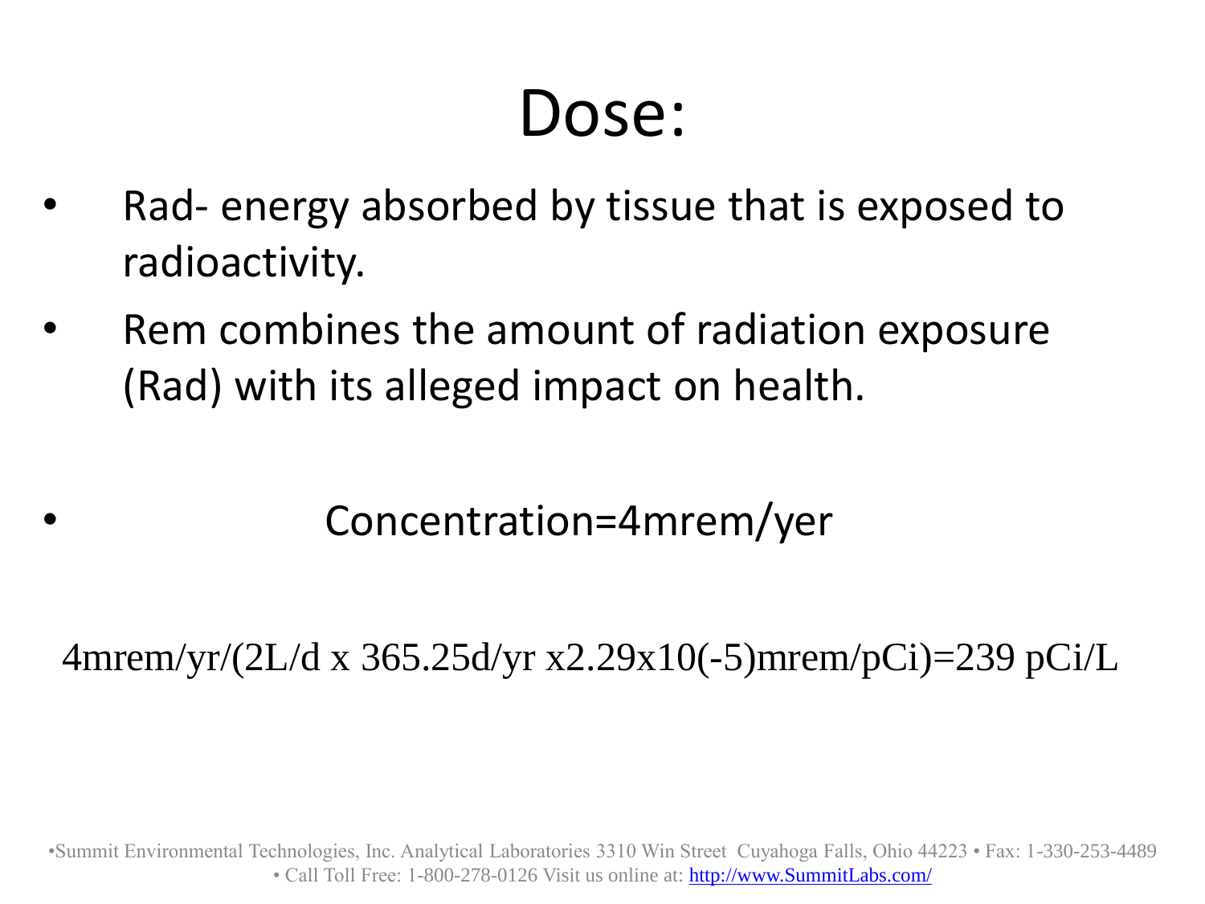# Dose:

- Rad- energy absorbed by tissue that is exposed to radioactivity.
- Rem combines the amount of radiation exposure (Rad) with its alleged impact on health.
- Concentration=4mrem/yer

$$4\text{mrem/yr}/(2\text{L/d} \times 365.25\text{d/yr} \times 2.29\times10^{-5}\text{mrem/pCi})=239\ \text{pCi/L}$$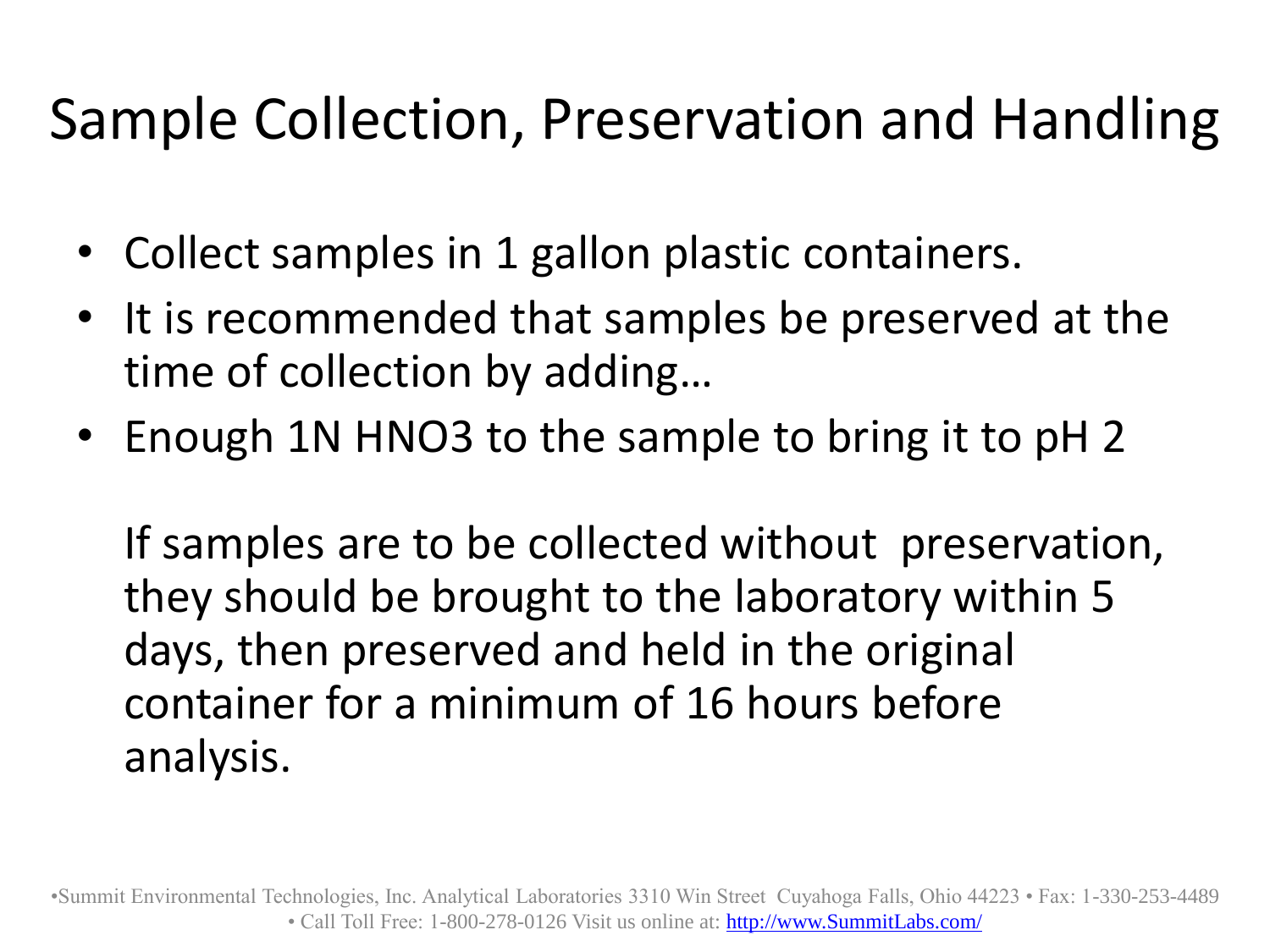# Sample Collection, Preservation and Handling

- Collect samples in 1 gallon plastic containers.
- It is recommended that samples be preserved at the time of collection by adding…
- Enough 1N $HNO_3$ to the sample to bring it to pH 2

  If samples are to be collected without preservation, they should be brought to the laboratory within 5 days, then preserved and held in the original container for a minimum of 16 hours before analysis.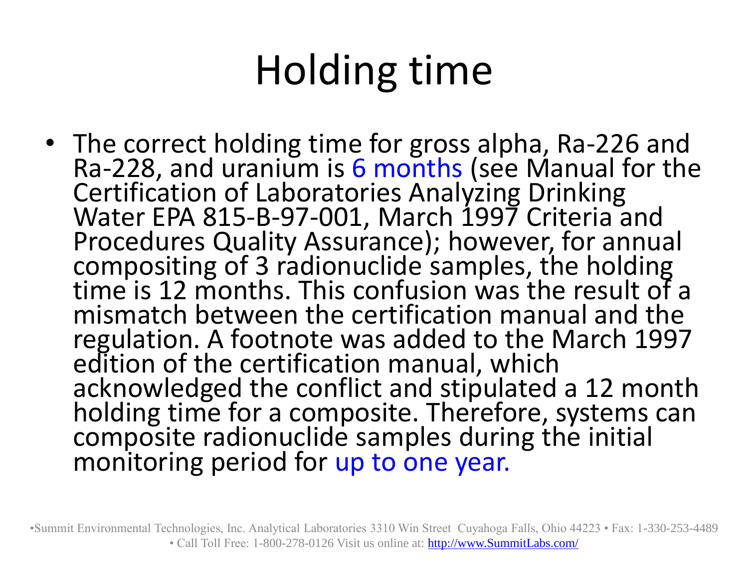# Holding time

- The correct holding time for gross alpha, Ra-226 and Ra-228, and uranium is 6 months (see Manual for the Certification of Laboratories Analyzing Drinking Water EPA 815-B-97-001, March 1997 Criteria and Procedures Quality Assurance); however, for annual compositing of 3 radionuclide samples, the holding time is 12 months. This confusion was the result of a mismatch between the certification manual and the regulation. A footnote was added to the March 1997 edition of the certification manual, which acknowledged the conflict and stipulated a 12 month holding time for a composite. Therefore, systems can composite radionuclide samples during the initial monitoring period for up to one year.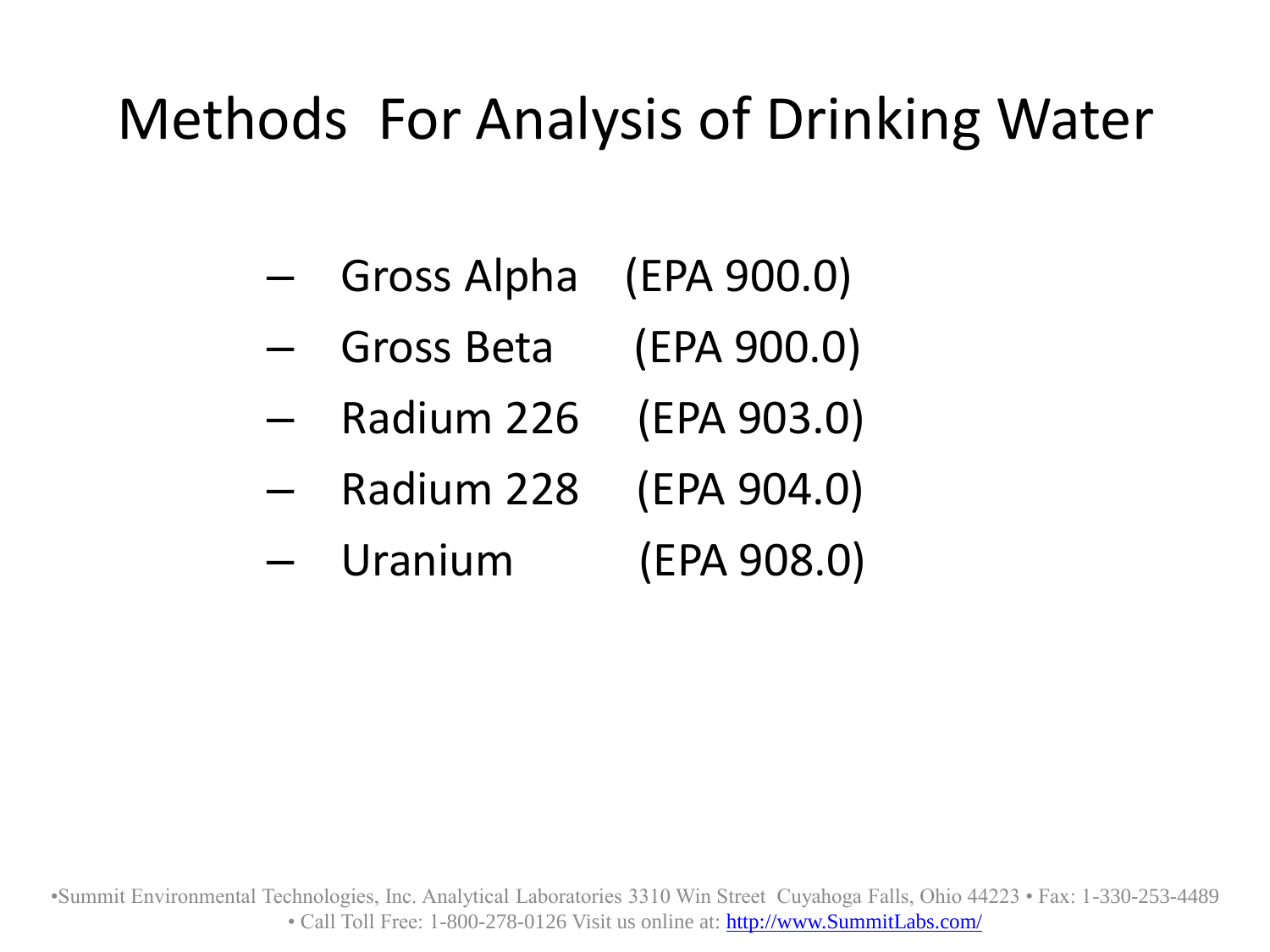# Methods For Analysis of Drinking Water

- Gross Alpha (EPA 900.0)
- Gross Beta (EPA 900.0)
- Radium 226 (EPA 903.0)
- Radium 228 (EPA 904.0)
- Uranium (EPA 908.0)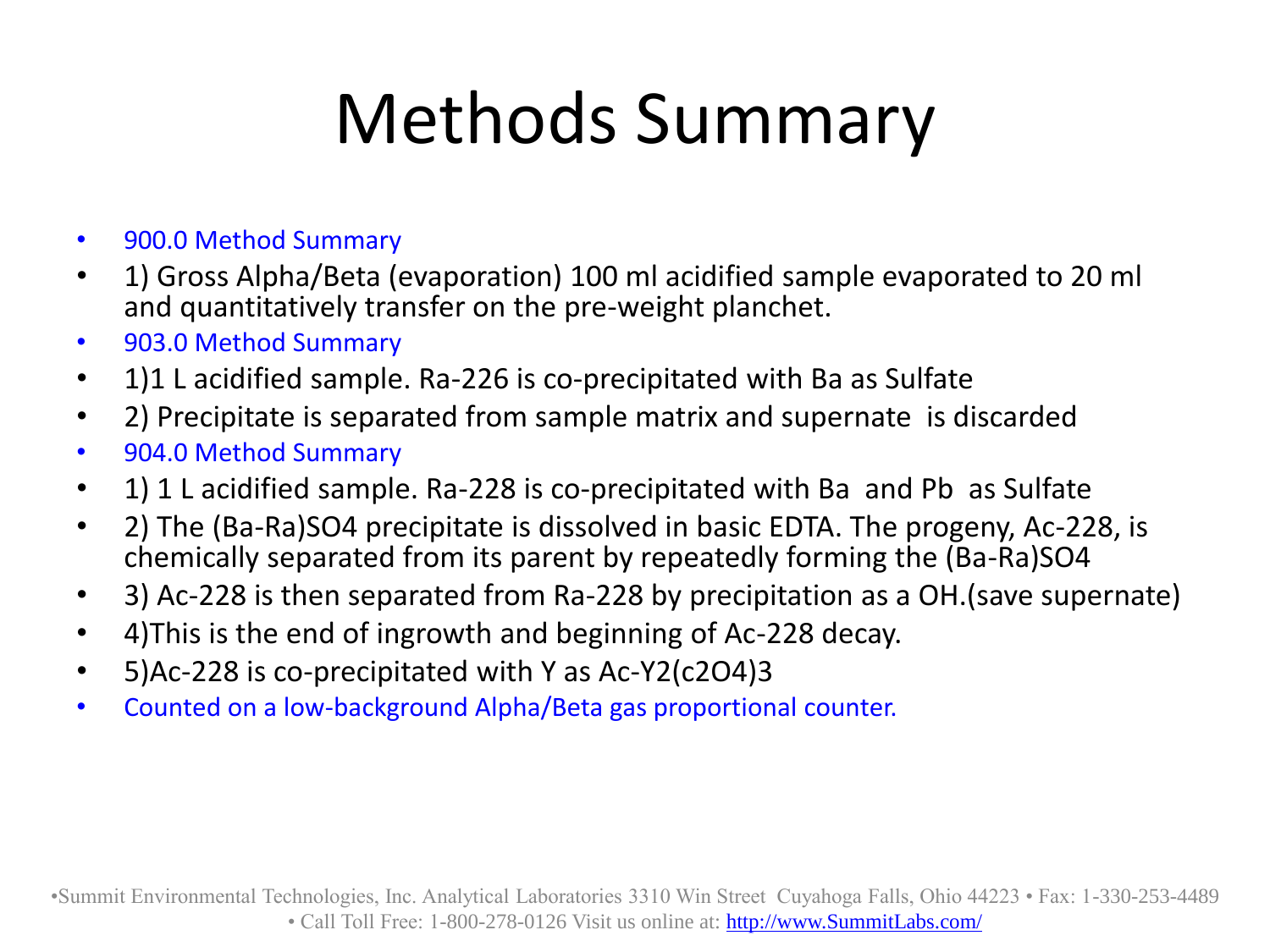# Methods Summary

- 900.0 Method Summary
- 1) Gross Alpha/Beta (evaporation) 100 ml acidified sample evaporated to 20 ml and quantitatively transfer on the pre-weight planchet.
- 903.0 Method Summary
- 1)1 L acidified sample. Ra-226 is co-precipitated with Ba as Sulfate
- 2) Precipitate is separated from sample matrix and supernate is discarded
- 904.0 Method Summary
- 1) 1 L acidified sample. Ra-228 is co-precipitated with Ba and Pb as Sulfate
- 2) The (Ba-Ra)SO4 precipitate is dissolved in basic EDTA. The progeny, Ac-228, is chemically separated from its parent by repeatedly forming the (Ba-Ra)SO4
- 3) Ac-228 is then separated from Ra-228 by precipitation as a OH.(save supernate)
- 4)This is the end of ingrowth and beginning of Ac-228 decay.
- 5)Ac-228 is co-precipitated with Y as Ac-Y2(c2O4)3
- Counted on a low-background Alpha/Beta gas proportional counter.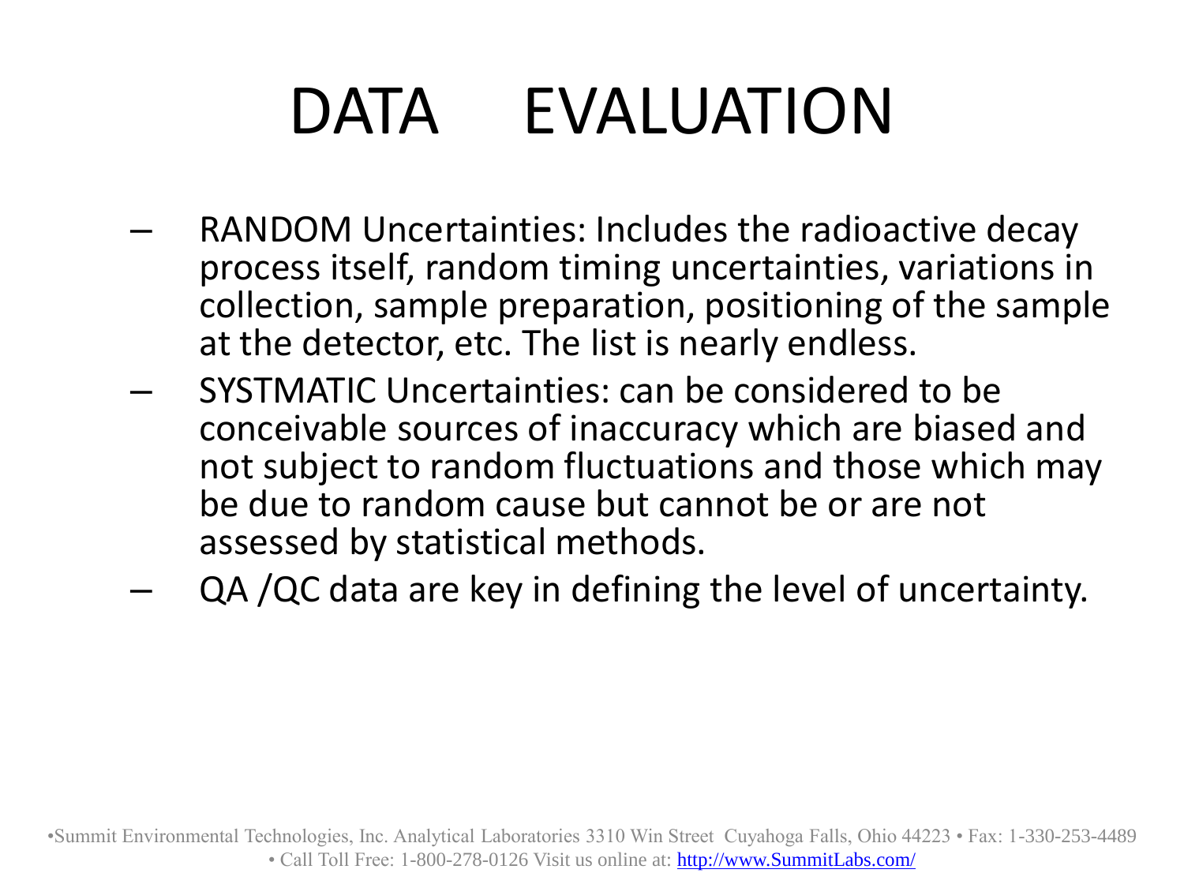# DATA EVALUATION

- RANDOM Uncertainties: Includes the radioactive decay process itself, random timing uncertainties, variations in collection, sample preparation, positioning of the sample at the detector, etc. The list is nearly endless.
- SYSTMATIC Uncertainties: can be considered to be conceivable sources of inaccuracy which are biased and not subject to random fluctuations and those which may be due to random cause but cannot be or are not assessed by statistical methods.
- QA /QC data are key in defining the level of uncertainty.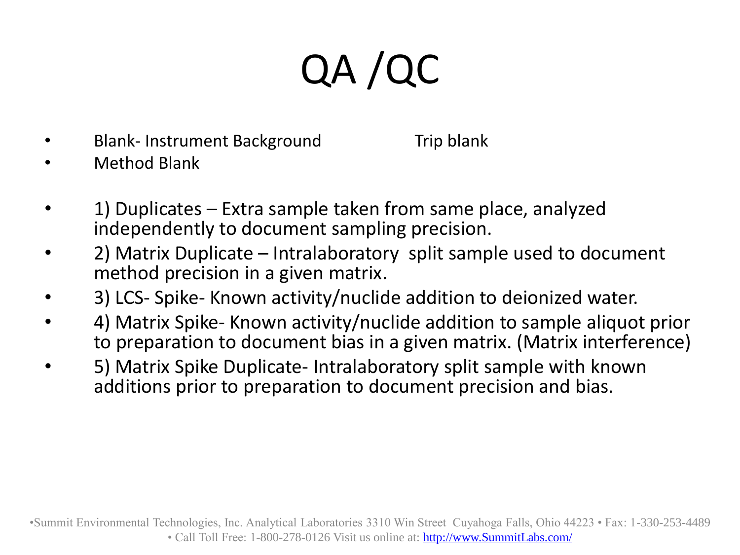# QA /QC

- Blank- Instrument Background Trip blank
- Method Blank

- 1) Duplicates – Extra sample taken from same place, analyzed independently to document sampling precision.
- 2) Matrix Duplicate – Intralaboratory split sample used to document method precision in a given matrix.
- 3) LCS- Spike- Known activity/nuclide addition to deionized water.
- 4) Matrix Spike- Known activity/nuclide addition to sample aliquot prior to preparation to document bias in a given matrix. (Matrix interference)
- 5) Matrix Spike Duplicate- Intralaboratory split sample with known additions prior to preparation to document precision and bias.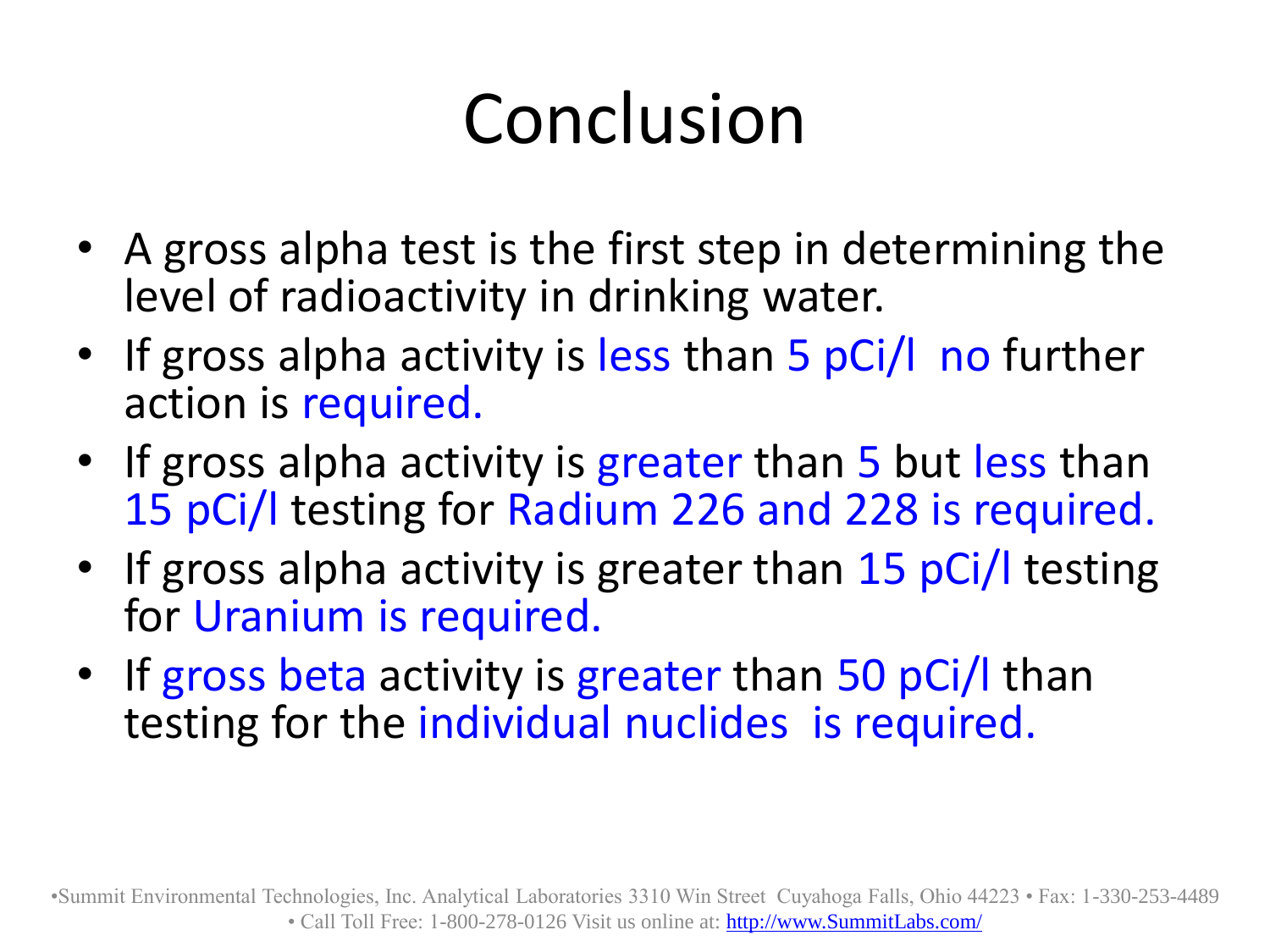# Conclusion

- A gross alpha test is the first step in determining the level of radioactivity in drinking water.
- If gross alpha activity is less than 5 pCi/l no further action is required.
- If gross alpha activity is greater than 5 but less than 15 pCi/l testing for Radium 226 and 228 is required.
- If gross alpha activity is greater than 15 pCi/l testing for Uranium is required.
- If gross beta activity is greater than 50 pCi/l than testing for the individual nuclides is required.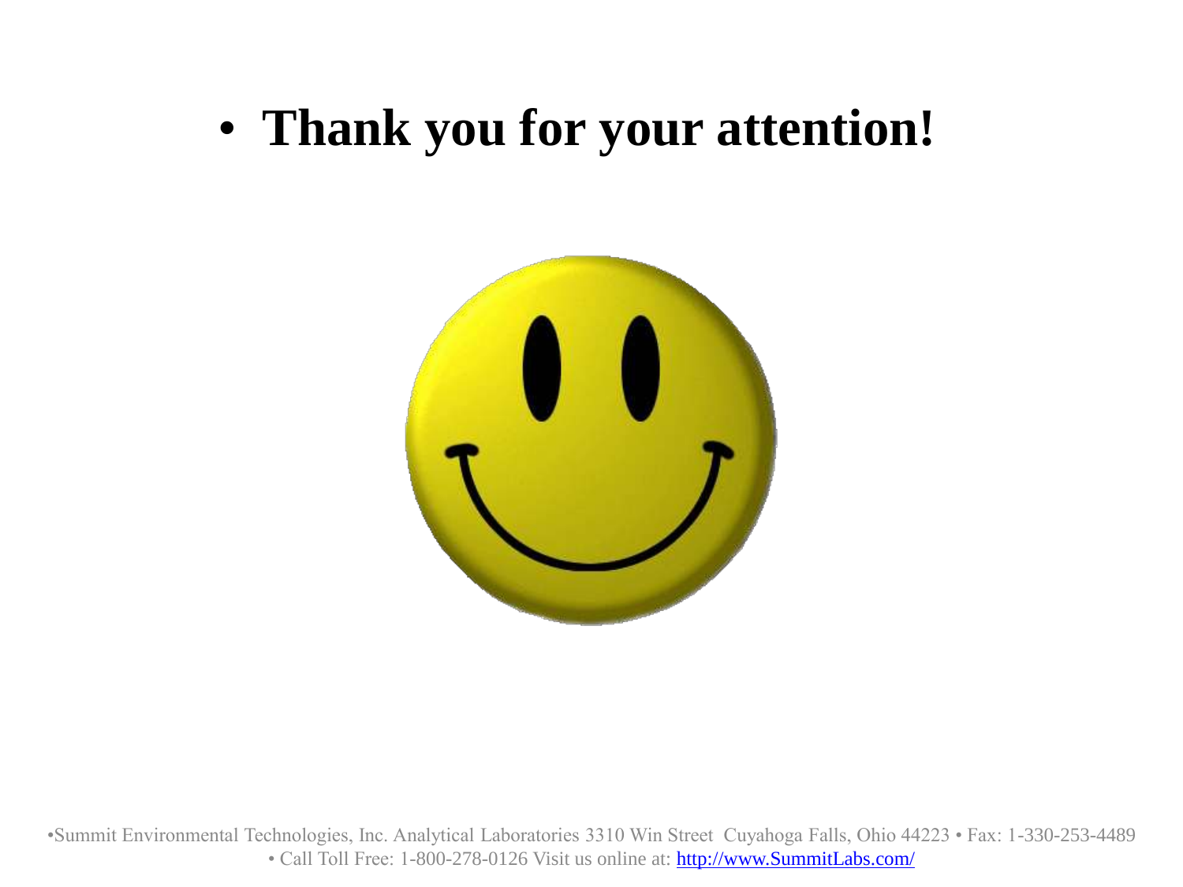- **Thank you for your attention!**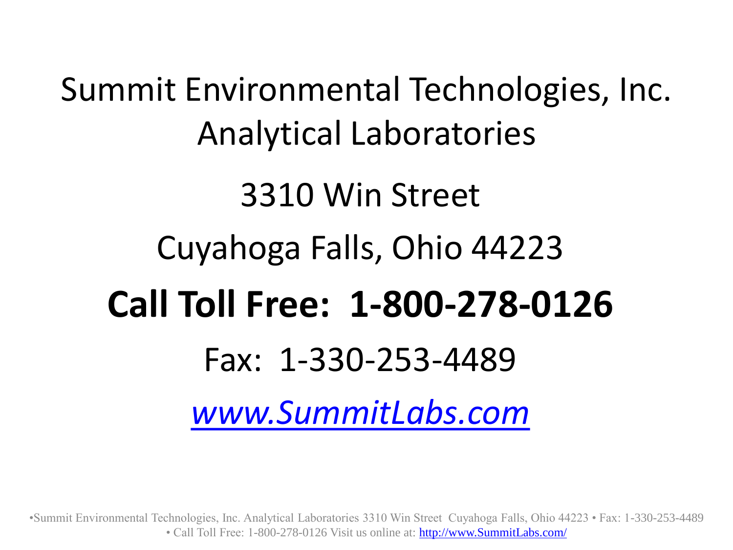Summit Environmental Technologies, Inc.
Analytical Laboratories

3310 Win Street

Cuyahoga Falls, Ohio 44223

**Call Toll Free: 1-800-278-0126**

Fax: 1-330-253-4489

*[www.SummitLabs.com](http://www.SummitLabs.com)*